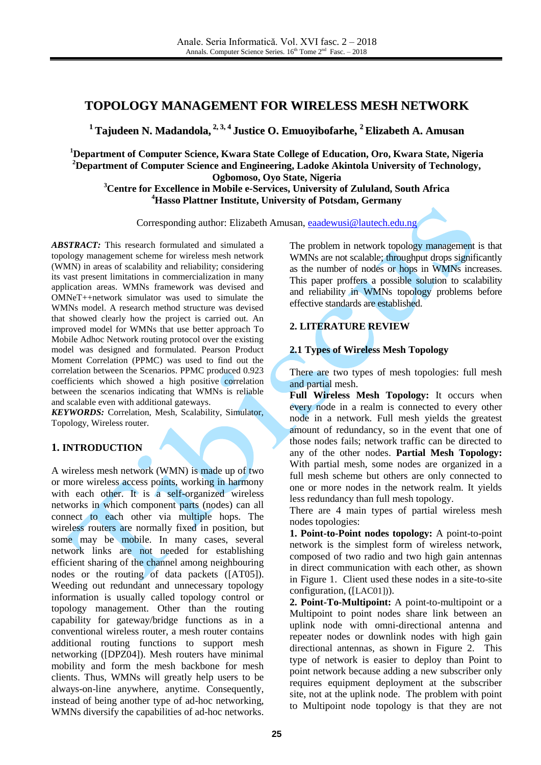# TOPOLOGY MANAGEMENT FOR WIRELESS MESH NETWORK

**[1] Tajudeen N. Madandola, [2,3,4] Justice O. Emuoyibofarhe, [2] Elizabeth A. Amusan**

**[1]Department of Computer Science, Kwara State College of Education, Oro, Kwara State, Nigeria**
**[2]Department of Computer Science and Engineering, Ladoke Akintola University of Technology, Ogbomoso, Oyo State, Nigeria**
**[3]Centre for Excellence in Mobile e-Services, University of Zululand, South Africa**
**[4]Hasso Plattner Institute, University of Potsdam, Germany**

Corresponding author: Elizabeth Amusan, eaadewusi@lautech.edu.ng

***ABSTRACT:*** This research formulated and simulated a topology management scheme for wireless mesh network (WMN) in areas of scalability and reliability; considering its vast present limitations in commercialization in many application areas. WMNs framework was devised and OMNeT++network simulator was used to simulate the WMNs model. A research method structure was devised that showed clearly how the project is carried out. An improved model for WMNs that use better approach To Mobile Adhoc Network routing protocol over the existing model was designed and formulated. Pearson Product Moment Correlation (PPMC) was used to find out the correlation between the Scenarios. PPMC produced 0.923 coefficients which showed a high positive correlation between the scenarios indicating that WMNs is reliable and scalable even with additional gateways.

***KEYWORDS:*** Correlation, Mesh, Scalability, Simulator, Topology, Wireless router.

## 1. INTRODUCTION

A wireless mesh network (WMN) is made up of two or more wireless access points, working in harmony with each other. It is a self-organized wireless networks in which component parts (nodes) can all connect to each other via multiple hops. The wireless routers are normally fixed in position, but some may be mobile. In many cases, several network links are not needed for establishing efficient sharing of the channel among neighbouring nodes or the routing of data packets ([AT05]). Weeding out redundant and unnecessary topology information is usually called topology control or topology management. Other than the routing capability for gateway/bridge functions as in a conventional wireless router, a mesh router contains additional routing functions to support mesh networking ([DPZ04]). Mesh routers have minimal mobility and form the mesh backbone for mesh clients. Thus, WMNs will greatly help users to be always-on-line anywhere, anytime. Consequently, instead of being another type of ad-hoc networking, WMNs diversify the capabilities of ad-hoc networks.

The problem in network topology management is that WMNs are not scalable; throughput drops significantly as the number of nodes or hops in WMNs increases. This paper proffers a possible solution to scalability and reliability in WMNs topology problems before effective standards are established.

## 2. LITERATURE REVIEW

### 2.1 Types of Wireless Mesh Topology

There are two types of mesh topologies: full mesh and partial mesh.

**Full Wireless Mesh Topology:** It occurs when every node in a realm is connected to every other node in a network. Full mesh yields the greatest amount of redundancy, so in the event that one of those nodes fails; network traffic can be directed to any of the other nodes. **Partial Mesh Topology:** With partial mesh, some nodes are organized in a full mesh scheme but others are only connected to one or more nodes in the network realm. It yields less redundancy than full mesh topology.

There are 4 main types of partial wireless mesh nodes topologies:

**1. Point-to-Point nodes topology:** A point-to-point network is the simplest form of wireless network, composed of two radio and two high gain antennas in direct communication with each other, as shown in Figure 1. Client used these nodes in a site-to-site configuration, ([LAC01]).

**2. Point-To-Multipoint:** A point-to-multipoint or a Multipoint to point nodes share link between an uplink node with omni-directional antenna and repeater nodes or downlink nodes with high gain directional antennas, as shown in Figure 2. This type of network is easier to deploy than Point to point network because adding a new subscriber only requires equipment deployment at the subscriber site, not at the uplink node. The problem with point to Multipoint node topology is that they are not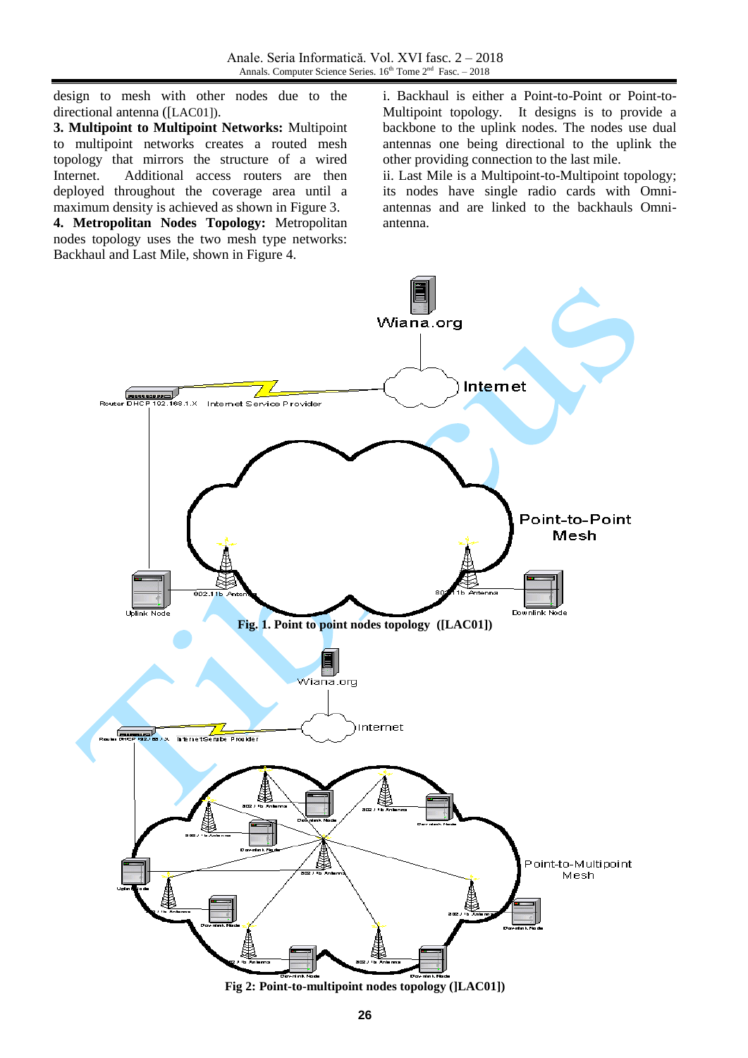design to mesh with other nodes due to the directional antenna ([LAC01]).

**3. Multipoint to Multipoint Networks:** Multipoint to multipoint networks creates a routed mesh topology that mirrors the structure of a wired Internet. Additional access routers are then deployed throughout the coverage area until a maximum density is achieved as shown in Figure 3.

**4. Metropolitan Nodes Topology:** Metropolitan nodes topology uses the two mesh type networks: Backhaul and Last Mile, shown in Figure 4.

i. Backhaul is either a Point-to-Point or Point-to-Multipoint topology. It designs is to provide a backbone to the uplink nodes. The nodes use dual antennas one being directional to the uplink the other providing connection to the last mile.

ii. Last Mile is a Multipoint-to-Multipoint topology; its nodes have single radio cards with Omni-antennas and are linked to the backhauls Omni-antenna.

**Fig. 1. Point to point nodes topology ([LAC01])**

**Fig 2: Point-to-multipoint nodes topology ([LAC01])**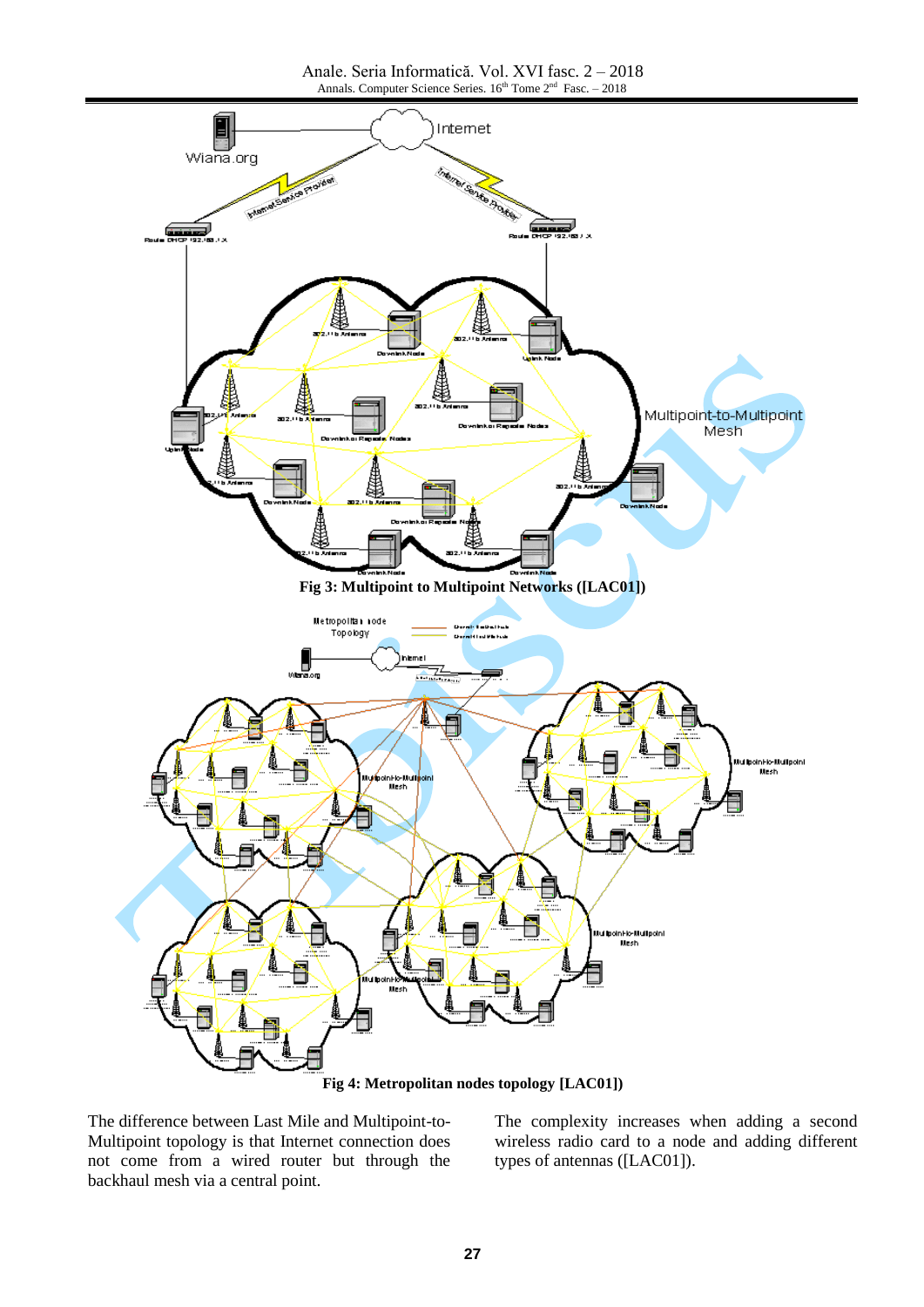Fig 3: Multipoint to Multipoint Networks ([LAC01])

Fig 4: Metropolitan nodes topology [LAC01])

The difference between Last Mile and Multipoint-to-Multipoint topology is that Internet connection does not come from a wired router but through the backhaul mesh via a central point.

The complexity increases when adding a second wireless radio card to a node and adding different types of antennas ([LAC01]).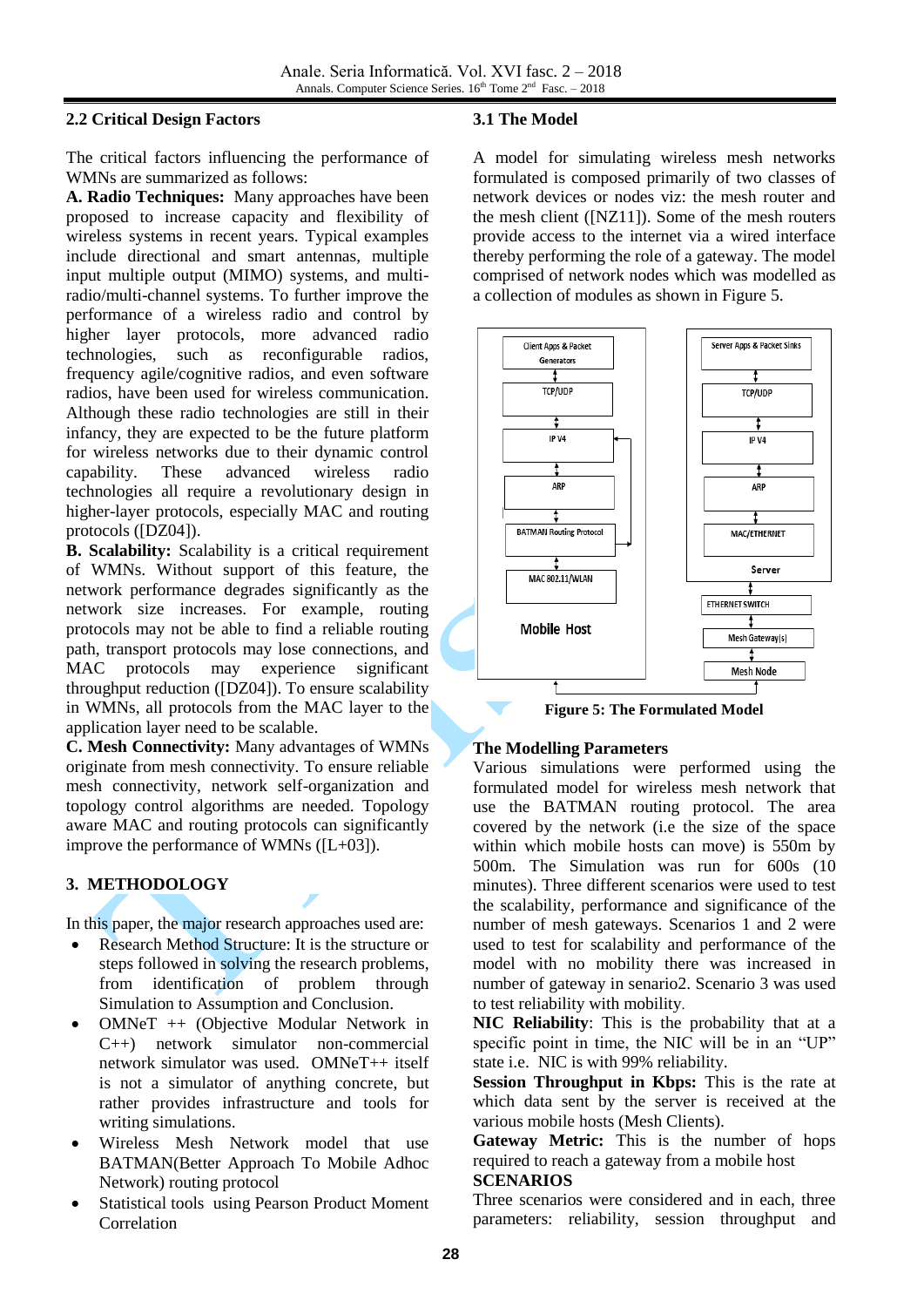### 2.2 Critical Design Factors

The critical factors influencing the performance of WMNs are summarized as follows:

**A. Radio Techniques:** Many approaches have been proposed to increase capacity and flexibility of wireless systems in recent years. Typical examples include directional and smart antennas, multiple input multiple output (MIMO) systems, and multi-radio/multi-channel systems. To further improve the performance of a wireless radio and control by higher layer protocols, more advanced radio technologies, such as reconfigurable radios, frequency agile/cognitive radios, and even software radios, have been used for wireless communication. Although these radio technologies are still in their infancy, they are expected to be the future platform for wireless networks due to their dynamic control capability. These advanced wireless radio technologies all require a revolutionary design in higher-layer protocols, especially MAC and routing protocols ([DZ04]).

**B. Scalability:** Scalability is a critical requirement of WMNs. Without support of this feature, the network performance degrades significantly as the network size increases. For example, routing protocols may not be able to find a reliable routing path, transport protocols may lose connections, and MAC protocols may experience significant throughput reduction ([DZ04]). To ensure scalability in WMNs, all protocols from the MAC layer to the application layer need to be scalable.

**C. Mesh Connectivity:** Many advantages of WMNs originate from mesh connectivity. To ensure reliable mesh connectivity, network self-organization and topology control algorithms are needed. Topology aware MAC and routing protocols can significantly improve the performance of WMNs ([L+03]).

## 3. METHODOLOGY

In this paper, the major research approaches used are:

- Research Method Structure: It is the structure or steps followed in solving the research problems, from identification of problem through Simulation to Assumption and Conclusion.
- OMNeT ++ (Objective Modular Network in C++) network simulator non-commercial network simulator was used. OMNeT++ itself is not a simulator of anything concrete, but rather provides infrastructure and tools for writing simulations.
- Wireless Mesh Network model that use BATMAN(Better Approach To Mobile Adhoc Network) routing protocol
- Statistical tools using Pearson Product Moment Correlation

### 3.1 The Model

A model for simulating wireless mesh networks formulated is composed primarily of two classes of network devices or nodes viz: the mesh router and the mesh client ([NZ11]). Some of the mesh routers provide access to the internet via a wired interface thereby performing the role of a gateway. The model comprised of network nodes which was modelled as a collection of modules as shown in Figure 5.

Client Apps & Packet Generators | TCP/UDP | IP V4 | ARP | BATMAN Routing Protocol | MAC 802.11/WLAN | Mobile Host

Server Apps & Packet Sinks | TCP/UDP | IP V4 | ARP | MAC/ETHERNET | Server

ETHERNET SWITCH | Mesh Gateway(s) | Mesh Node

**Figure 5: The Formulated Model**

**The Modelling Parameters**

Various simulations were performed using the formulated model for wireless mesh network that use the BATMAN routing protocol. The area covered by the network (i.e the size of the space within which mobile hosts can move) is 550m by 500m. The Simulation was run for 600s (10 minutes). Three different scenarios were used to test the scalability, performance and significance of the number of mesh gateways. Scenarios 1 and 2 were used to test for scalability and performance of the model with no mobility there was increased in number of gateway in senario2. Scenario 3 was used to test reliability with mobility.

**NIC Reliability**: This is the probability that at a specific point in time, the NIC will be in an "UP" state i.e. NIC is with 99% reliability.

**Session Throughput in Kbps:** This is the rate at which data sent by the server is received at the various mobile hosts (Mesh Clients).

**Gateway Metric:** This is the number of hops required to reach a gateway from a mobile host

**SCENARIOS**

Three scenarios were considered and in each, three parameters: reliability, session throughput and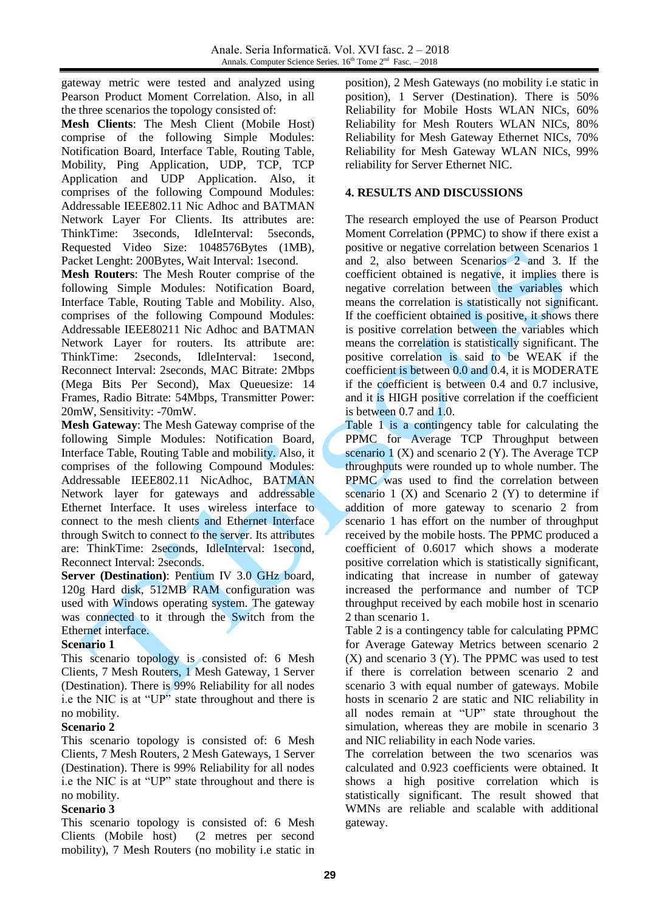gateway metric were tested and analyzed using Pearson Product Moment Correlation. Also, in all the three scenarios the topology consisted of:

**Mesh Clients**: The Mesh Client (Mobile Host) comprise of the following Simple Modules: Notification Board, Interface Table, Routing Table, Mobility, Ping Application, UDP, TCP, TCP Application and UDP Application. Also, it comprises of the following Compound Modules: Addressable IEEE802.11 Nic Adhoc and BATMAN Network Layer For Clients. Its attributes are: ThinkTime: 3seconds, IdleInterval: 5seconds, Requested Video Size: 1048576Bytes (1MB), Packet Lenght: 200Bytes, Wait Interval: 1second.

**Mesh Routers**: The Mesh Router comprise of the following Simple Modules: Notification Board, Interface Table, Routing Table and Mobility. Also, comprises of the following Compound Modules: Addressable IEEE80211 Nic Adhoc and BATMAN Network Layer for routers. Its attribute are: ThinkTime: 2seconds, IdleInterval: 1second, Reconnect Interval: 2seconds, MAC Bitrate: 2Mbps (Mega Bits Per Second), Max Queuesize: 14 Frames, Radio Bitrate: 54Mbps, Transmitter Power: 20mW, Sensitivity: -70mW.

**Mesh Gateway**: The Mesh Gateway comprise of the following Simple Modules: Notification Board, Interface Table, Routing Table and mobility. Also, it comprises of the following Compound Modules: Addressable IEEE802.11 NicAdhoc, BATMAN Network layer for gateways and addressable Ethernet Interface. It uses wireless interface to connect to the mesh clients and Ethernet Interface through Switch to connect to the server. Its attributes are: ThinkTime: 2seconds, IdleInterval: 1second, Reconnect Interval: 2seconds.

**Server (Destination)**: Pentium IV 3.0 GHz board, 120g Hard disk, 512MB RAM configuration was used with Windows operating system. The gateway was connected to it through the Switch from the Ethernet interface.

**Scenario 1**

This scenario topology is consisted of: 6 Mesh Clients, 7 Mesh Routers, 1 Mesh Gateway, 1 Server (Destination). There is 99% Reliability for all nodes i.e the NIC is at "UP" state throughout and there is no mobility.

**Scenario 2**

This scenario topology is consisted of: 6 Mesh Clients, 7 Mesh Routers, 2 Mesh Gateways, 1 Server (Destination). There is 99% Reliability for all nodes i.e the NIC is at "UP" state throughout and there is no mobility.

**Scenario 3**

This scenario topology is consisted of: 6 Mesh Clients (Mobile host) (2 metres per second mobility), 7 Mesh Routers (no mobility i.e static in position), 2 Mesh Gateways (no mobility i.e static in position), 1 Server (Destination). There is 50% Reliability for Mobile Hosts WLAN NICs, 60% Reliability for Mesh Routers WLAN NICs, 80% Reliability for Mesh Gateway Ethernet NICs, 70% Reliability for Mesh Gateway WLAN NICs, 99% reliability for Server Ethernet NIC.

## 4. RESULTS AND DISCUSSIONS

The research employed the use of Pearson Product Moment Correlation (PPMC) to show if there exist a positive or negative correlation between Scenarios 1 and 2, also between Scenarios 2 and 3. If the coefficient obtained is negative, it implies there is negative correlation between the variables which means the correlation is statistically not significant. If the coefficient obtained is positive, it shows there is positive correlation between the variables which means the correlation is statistically significant. The positive correlation is said to be WEAK if the coefficient is between 0.0 and 0.4, it is MODERATE if the coefficient is between 0.4 and 0.7 inclusive, and it is HIGH positive correlation if the coefficient is between 0.7 and 1.0.

Table 1 is a contingency table for calculating the PPMC for Average TCP Throughput between scenario 1 (X) and scenario 2 (Y). The Average TCP throughputs were rounded up to whole number. The PPMC was used to find the correlation between scenario 1 (X) and Scenario 2 (Y) to determine if addition of more gateway to scenario 2 from scenario 1 has effort on the number of throughput received by the mobile hosts. The PPMC produced a coefficient of 0.6017 which shows a moderate positive correlation which is statistically significant, indicating that increase in number of gateway increased the performance and number of TCP throughput received by each mobile host in scenario 2 than scenario 1.

Table 2 is a contingency table for calculating PPMC for Average Gateway Metrics between scenario 2 (X) and scenario 3 (Y). The PPMC was used to test if there is correlation between scenario 2 and scenario 3 with equal number of gateways. Mobile hosts in scenario 2 are static and NIC reliability in all nodes remain at "UP" state throughout the simulation, whereas they are mobile in scenario 3 and NIC reliability in each Node varies.

The correlation between the two scenarios was calculated and 0.923 coefficients were obtained. It shows a high positive correlation which is statistically significant. The result showed that WMNs are reliable and scalable with additional gateway.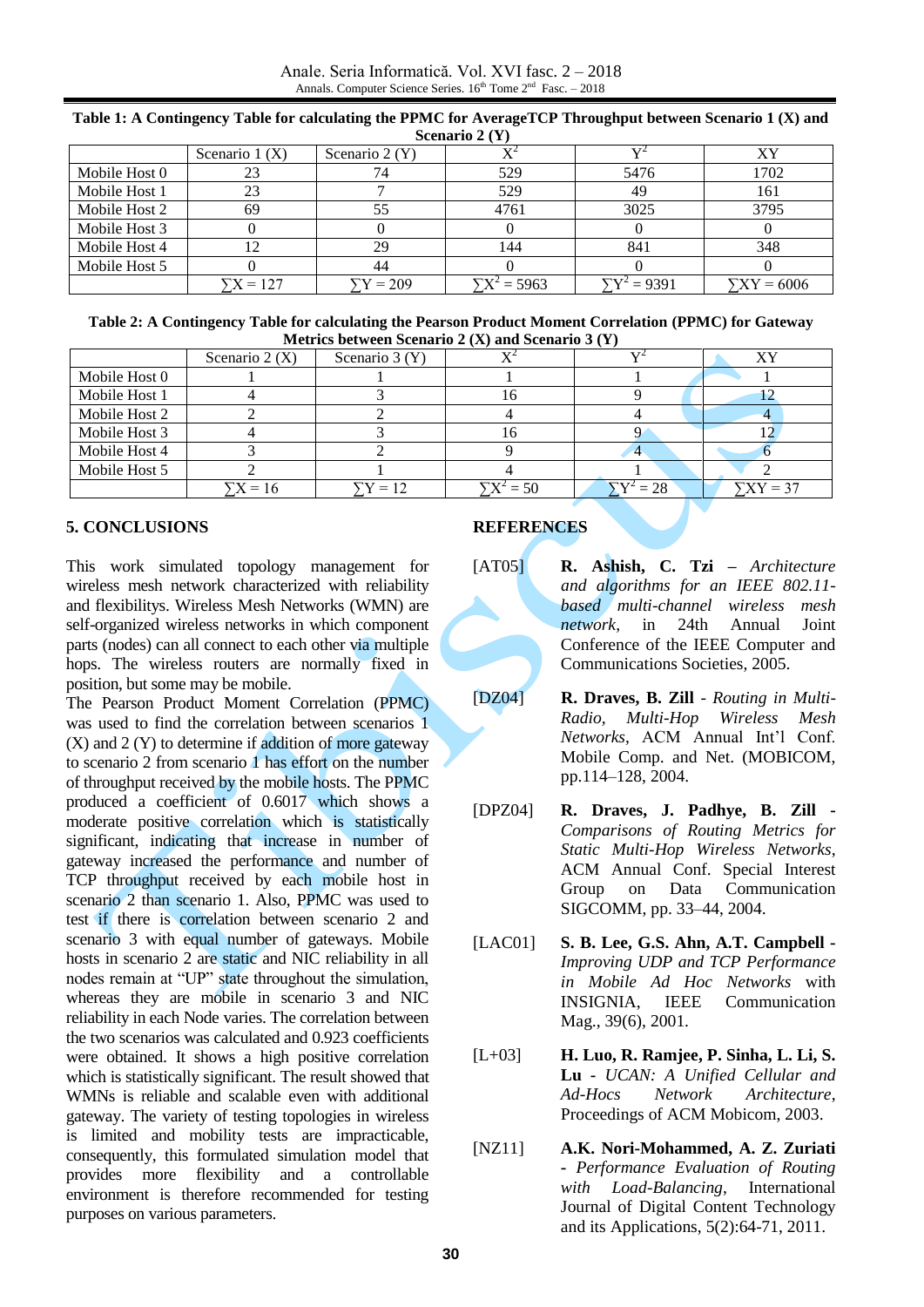**Table 1: A Contingency Table for calculating the PPMC for AverageTCP Throughput between Scenario 1 (X) and Scenario 2 (Y)**

| | Scenario 1 (X) | Scenario 2 (Y) | $X^2$ | $Y^2$ | XY |
|---|---|---|---|---|---|
| Mobile Host 0 | 23 | 74 | 529 | 5476 | 1702 |
| Mobile Host 1 | 23 | 7 | 529 | 49 | 161 |
| Mobile Host 2 | 69 | 55 | 4761 | 3025 | 3795 |
| Mobile Host 3 | 0 | 0 | 0 | 0 | 0 |
| Mobile Host 4 | 12 | 29 | 144 | 841 | 348 |
| Mobile Host 5 | 0 | 44 | 0 | 0 | 0 |
| | $\sum X = 127$ | $\sum Y = 209$ | $\sum X^2 = 5963$ | $\sum Y^2 = 9391$ | $\sum XY = 6006$ |

**Table 2: A Contingency Table for calculating the Pearson Product Moment Correlation (PPMC) for Gateway Metrics between Scenario 2 (X) and Scenario 3 (Y)**

| | Scenario 2 (X) | Scenario 3 (Y) | $X^2$ | $Y^2$ | XY |
|---|---|---|---|---|---|
| Mobile Host 0 | 1 | 1 | 1 | 1 | 1 |
| Mobile Host 1 | 4 | 3 | 16 | 9 | 12 |
| Mobile Host 2 | 2 | 2 | 4 | 4 | 4 |
| Mobile Host 3 | 4 | 3 | 16 | 9 | 12 |
| Mobile Host 4 | 3 | 2 | 9 | 4 | 6 |
| Mobile Host 5 | 2 | 1 | 4 | 1 | 2 |
| | $\sum X = 16$ | $\sum Y = 12$ | $\sum X^2 = 50$ | $\sum Y^2 = 28$ | $\sum XY = 37$ |

## 5. CONCLUSIONS

This work simulated topology management for wireless mesh network characterized with reliability and flexibilitys. Wireless Mesh Networks (WMN) are self-organized wireless networks in which component parts (nodes) can all connect to each other via multiple hops. The wireless routers are normally fixed in position, but some may be mobile.

The Pearson Product Moment Correlation (PPMC) was used to find the correlation between scenarios 1 (X) and 2 (Y) to determine if addition of more gateway to scenario 2 from scenario 1 has effort on the number of throughput received by the mobile hosts. The PPMC produced a coefficient of 0.6017 which shows a moderate positive correlation which is statistically significant, indicating that increase in number of gateway increased the performance and number of TCP throughput received by each mobile host in scenario 2 than scenario 1. Also, PPMC was used to test if there is correlation between scenario 2 and scenario 3 with equal number of gateways. Mobile hosts in scenario 2 are static and NIC reliability in all nodes remain at "UP" state throughout the simulation, whereas they are mobile in scenario 3 and NIC reliability in each Node varies. The correlation between the two scenarios was calculated and 0.923 coefficients were obtained. It shows a high positive correlation which is statistically significant. The result showed that WMNs is reliable and scalable even with additional gateway. The variety of testing topologies in wireless is limited and mobility tests are impracticable, consequently, this formulated simulation model that provides more flexibility and a controllable environment is therefore recommended for testing purposes on various parameters.

## REFERENCES

[AT05] **R. Ashish, C. Tzi** – *Architecture and algorithms for an IEEE 802.11-based multi-channel wireless mesh network*, in 24th Annual Joint Conference of the IEEE Computer and Communications Societies, 2005.

[DZ04] **R. Draves, B. Zill** - *Routing in Multi-Radio, Multi-Hop Wireless Mesh Networks*, ACM Annual Int'l Conf. Mobile Comp. and Net. (MOBICOM, pp.114–128, 2004.

[DPZ04] **R. Draves, J. Padhye, B. Zill** - *Comparisons of Routing Metrics for Static Multi-Hop Wireless Networks*, ACM Annual Conf. Special Interest Group on Data Communication SIGCOMM, pp. 33–44, 2004.

[LAC01] **S. B. Lee, G.S. Ahn, A.T. Campbell** - *Improving UDP and TCP Performance in Mobile Ad Hoc Networks* with INSIGNIA, IEEE Communication Mag., 39(6), 2001.

[L+03] **H. Luo, R. Ramjee, P. Sinha, L. Li, S. Lu** - *UCAN: A Unified Cellular and Ad-Hocs Network Architecture*, Proceedings of ACM Mobicom, 2003.

[NZ11] **A.K. Nori-Mohammed, A. Z. Zuriati** - *Performance Evaluation of Routing with Load-Balancing*, International Journal of Digital Content Technology and its Applications, 5(2):64-71, 2011.